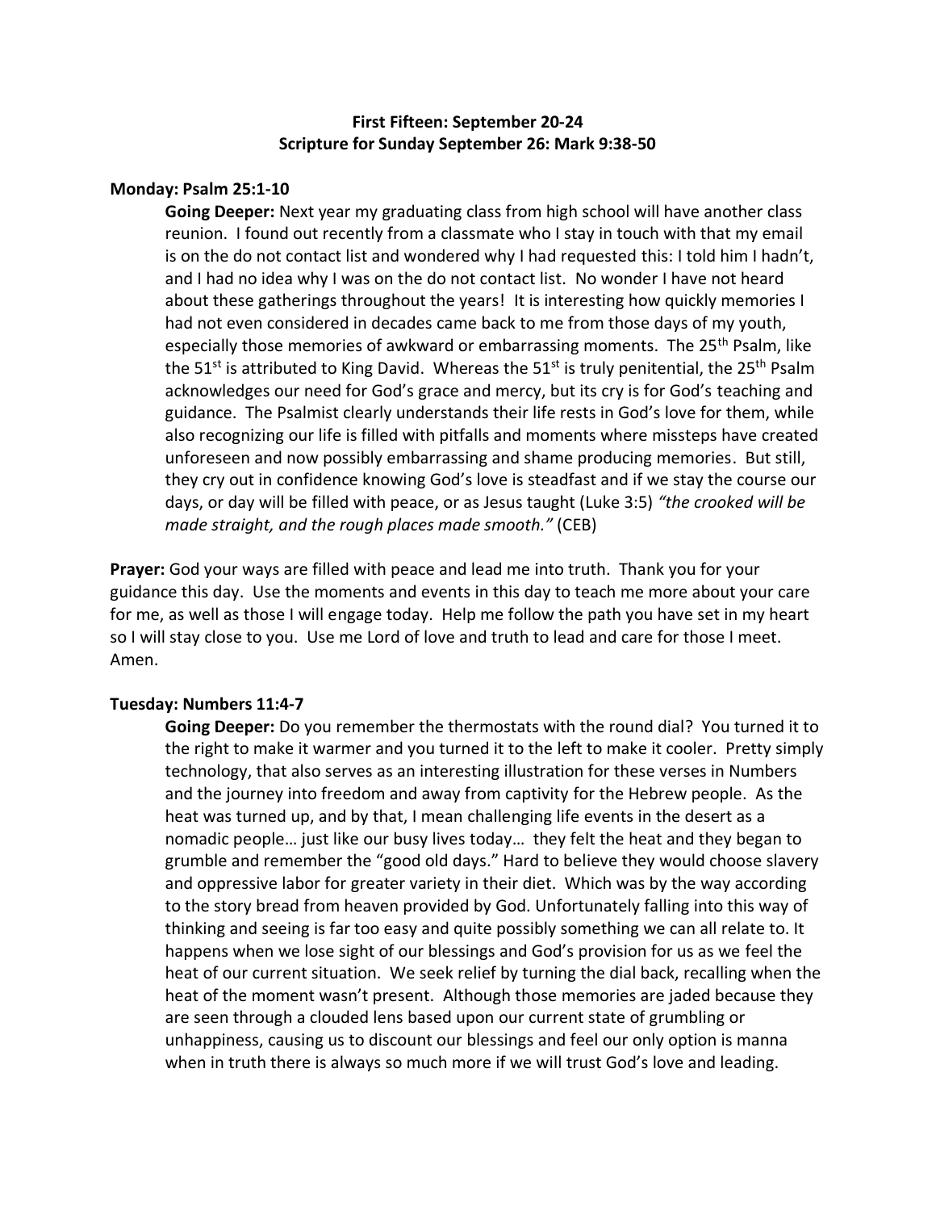**First Fifteen: September 20-24**
**Scripture for Sunday September 26: Mark 9:38-50**

**Monday: Psalm 25:1-10**

**Going Deeper:** Next year my graduating class from high school will have another class reunion. I found out recently from a classmate who I stay in touch with that my email is on the do not contact list and wondered why I had requested this: I told him I hadn't, and I had no idea why I was on the do not contact list. No wonder I have not heard about these gatherings throughout the years! It is interesting how quickly memories I had not even considered in decades came back to me from those days of my youth, especially those memories of awkward or embarrassing moments. The 25th Psalm, like the 51st is attributed to King David. Whereas the 51st is truly penitential, the 25th Psalm acknowledges our need for God's grace and mercy, but its cry is for God's teaching and guidance. The Psalmist clearly understands their life rests in God's love for them, while also recognizing our life is filled with pitfalls and moments where missteps have created unforeseen and now possibly embarrassing and shame producing memories. But still, they cry out in confidence knowing God's love is steadfast and if we stay the course our days, or day will be filled with peace, or as Jesus taught (Luke 3:5) *"the crooked will be made straight, and the rough places made smooth."* (CEB)

**Prayer:** God your ways are filled with peace and lead me into truth. Thank you for your guidance this day. Use the moments and events in this day to teach me more about your care for me, as well as those I will engage today. Help me follow the path you have set in my heart so I will stay close to you. Use me Lord of love and truth to lead and care for those I meet. Amen.

**Tuesday: Numbers 11:4-7**

**Going Deeper:** Do you remember the thermostats with the round dial? You turned it to the right to make it warmer and you turned it to the left to make it cooler. Pretty simply technology, that also serves as an interesting illustration for these verses in Numbers and the journey into freedom and away from captivity for the Hebrew people. As the heat was turned up, and by that, I mean challenging life events in the desert as a nomadic people… just like our busy lives today… they felt the heat and they began to grumble and remember the "good old days." Hard to believe they would choose slavery and oppressive labor for greater variety in their diet. Which was by the way according to the story bread from heaven provided by God. Unfortunately falling into this way of thinking and seeing is far too easy and quite possibly something we can all relate to. It happens when we lose sight of our blessings and God's provision for us as we feel the heat of our current situation. We seek relief by turning the dial back, recalling when the heat of the moment wasn't present. Although those memories are jaded because they are seen through a clouded lens based upon our current state of grumbling or unhappiness, causing us to discount our blessings and feel our only option is manna when in truth there is always so much more if we will trust God's love and leading.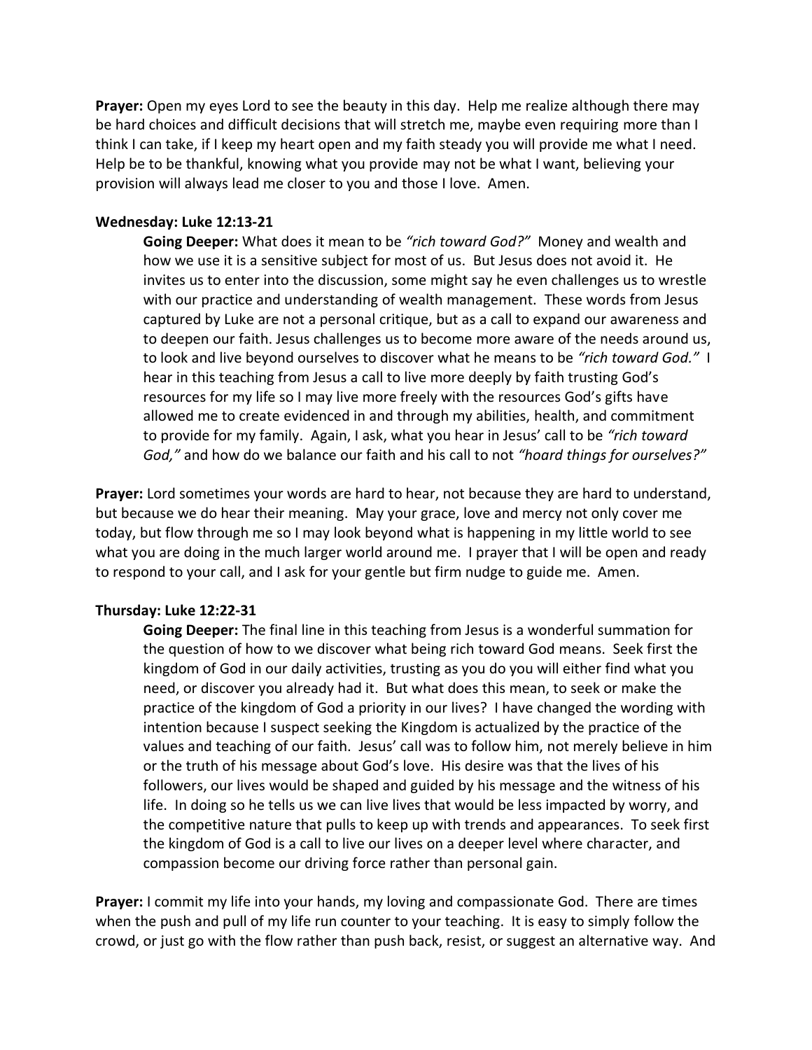**Prayer:** Open my eyes Lord to see the beauty in this day. Help me realize although there may be hard choices and difficult decisions that will stretch me, maybe even requiring more than I think I can take, if I keep my heart open and my faith steady you will provide me what I need. Help be to be thankful, knowing what you provide may not be what I want, believing your provision will always lead me closer to you and those I love. Amen.

**Wednesday: Luke 12:13-21**

**Going Deeper:** What does it mean to be *"rich toward God?"* Money and wealth and how we use it is a sensitive subject for most of us. But Jesus does not avoid it. He invites us to enter into the discussion, some might say he even challenges us to wrestle with our practice and understanding of wealth management. These words from Jesus captured by Luke are not a personal critique, but as a call to expand our awareness and to deepen our faith. Jesus challenges us to become more aware of the needs around us, to look and live beyond ourselves to discover what he means to be *"rich toward God."* I hear in this teaching from Jesus a call to live more deeply by faith trusting God's resources for my life so I may live more freely with the resources God's gifts have allowed me to create evidenced in and through my abilities, health, and commitment to provide for my family. Again, I ask, what you hear in Jesus' call to be *"rich toward God,"* and how do we balance our faith and his call to not *"hoard things for ourselves?"*

**Prayer:** Lord sometimes your words are hard to hear, not because they are hard to understand, but because we do hear their meaning. May your grace, love and mercy not only cover me today, but flow through me so I may look beyond what is happening in my little world to see what you are doing in the much larger world around me. I prayer that I will be open and ready to respond to your call, and I ask for your gentle but firm nudge to guide me. Amen.

**Thursday: Luke 12:22-31**

**Going Deeper:** The final line in this teaching from Jesus is a wonderful summation for the question of how to we discover what being rich toward God means. Seek first the kingdom of God in our daily activities, trusting as you do you will either find what you need, or discover you already had it. But what does this mean, to seek or make the practice of the kingdom of God a priority in our lives? I have changed the wording with intention because I suspect seeking the Kingdom is actualized by the practice of the values and teaching of our faith. Jesus' call was to follow him, not merely believe in him or the truth of his message about God's love. His desire was that the lives of his followers, our lives would be shaped and guided by his message and the witness of his life. In doing so he tells us we can live lives that would be less impacted by worry, and the competitive nature that pulls to keep up with trends and appearances. To seek first the kingdom of God is a call to live our lives on a deeper level where character, and compassion become our driving force rather than personal gain.

**Prayer:** I commit my life into your hands, my loving and compassionate God. There are times when the push and pull of my life run counter to your teaching. It is easy to simply follow the crowd, or just go with the flow rather than push back, resist, or suggest an alternative way. And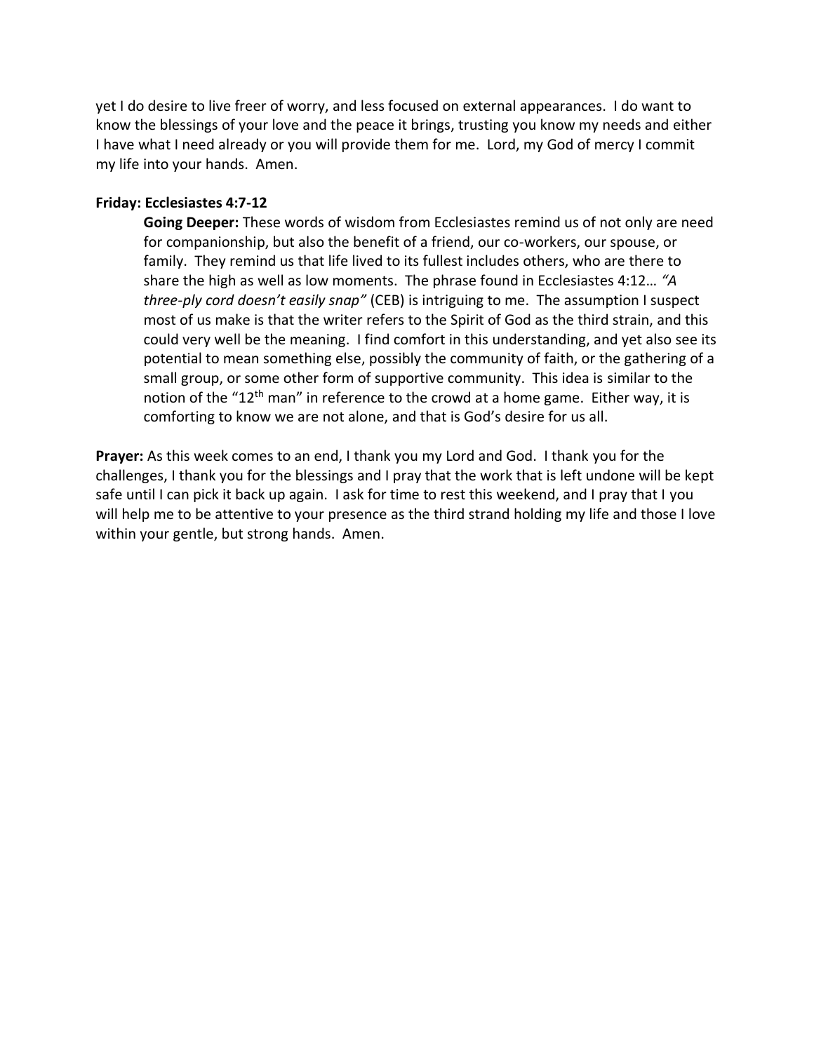yet I do desire to live freer of worry, and less focused on external appearances. I do want to know the blessings of your love and the peace it brings, trusting you know my needs and either I have what I need already or you will provide them for me. Lord, my God of mercy I commit my life into your hands. Amen.

**Friday: Ecclesiastes 4:7-12**

**Going Deeper:** These words of wisdom from Ecclesiastes remind us of not only are need for companionship, but also the benefit of a friend, our co-workers, our spouse, or family. They remind us that life lived to its fullest includes others, who are there to share the high as well as low moments. The phrase found in Ecclesiastes 4:12… *"A three-ply cord doesn't easily snap"* (CEB) is intriguing to me. The assumption I suspect most of us make is that the writer refers to the Spirit of God as the third strain, and this could very well be the meaning. I find comfort in this understanding, and yet also see its potential to mean something else, possibly the community of faith, or the gathering of a small group, or some other form of supportive community. This idea is similar to the notion of the "12th man" in reference to the crowd at a home game. Either way, it is comforting to know we are not alone, and that is God's desire for us all.

**Prayer:** As this week comes to an end, I thank you my Lord and God. I thank you for the challenges, I thank you for the blessings and I pray that the work that is left undone will be kept safe until I can pick it back up again. I ask for time to rest this weekend, and I pray that I you will help me to be attentive to your presence as the third strand holding my life and those I love within your gentle, but strong hands. Amen.